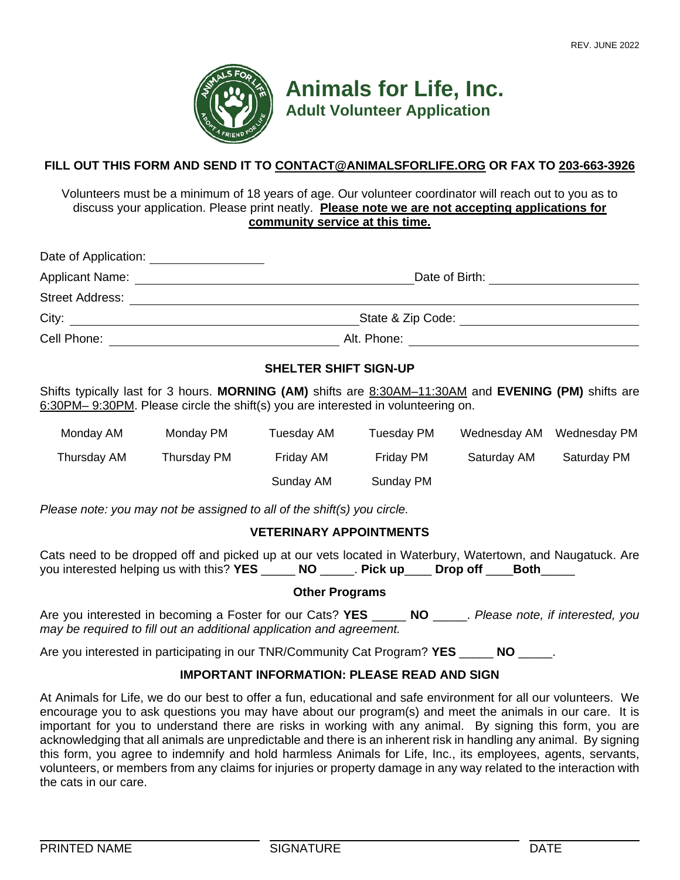REV. JUNE 2022

# Animals for Life, Inc.
## Adult Volunteer Application

**FILL OUT THIS FORM AND SEND IT TO CONTACT@ANIMALSFORLIFE.ORG OR FAX TO 203-663-3926**

Volunteers must be a minimum of 18 years of age. Our volunteer coordinator will reach out to you as to discuss your application. Please print neatly. **Please note we are not accepting applications for community service at this time.**

Date of Application: ________________

Applicant Name: ______________________________ Date of Birth: ________________

Street Address: ______________________________________________

City: ______________________________ State & Zip Code: ________________

Cell Phone: ______________________ Alt. Phone: ______________________

### SHELTER SHIFT SIGN-UP

Shifts typically last for 3 hours. **MORNING (AM)** shifts are 8:30AM–11:30AM and **EVENING (PM)** shifts are 6:30PM– 9:30PM. Please circle the shift(s) you are interested in volunteering on.

| | | | | | |
|---|---|---|---|---|---|
| Monday AM | Monday PM | Tuesday AM | Tuesday PM | Wednesday AM | Wednesday PM |
| Thursday AM | Thursday PM | Friday AM | Friday PM | Saturday AM | Saturday PM |
| | | Sunday AM | Sunday PM | | |

*Please note: you may not be assigned to all of the shift(s) you circle.*

### VETERINARY APPOINTMENTS

Cats need to be dropped off and picked up at our vets located in Waterbury, Watertown, and Naugatuck. Are you interested helping us with this? **YES** _____ **NO** _____. **Pick up**____ **Drop off** ____**Both**_____

### Other Programs

Are you interested in becoming a Foster for our Cats? **YES** _____ **NO** _____. *Please note, if interested, you may be required to fill out an additional application and agreement.*

Are you interested in participating in our TNR/Community Cat Program? **YES** _____ **NO** _____.

### IMPORTANT INFORMATION: PLEASE READ AND SIGN

At Animals for Life, we do our best to offer a fun, educational and safe environment for all our volunteers. We encourage you to ask questions you may have about our program(s) and meet the animals in our care. It is important for you to understand there are risks in working with any animal. By signing this form, you are acknowledging that all animals are unpredictable and there is an inherent risk in handling any animal. By signing this form, you agree to indemnify and hold harmless Animals for Life, Inc., its employees, agents, servants, volunteers, or members from any claims for injuries or property damage in any way related to the interaction with the cats in our care.

______________________ ______________________ ____________

PRINTED NAME SIGNATURE DATE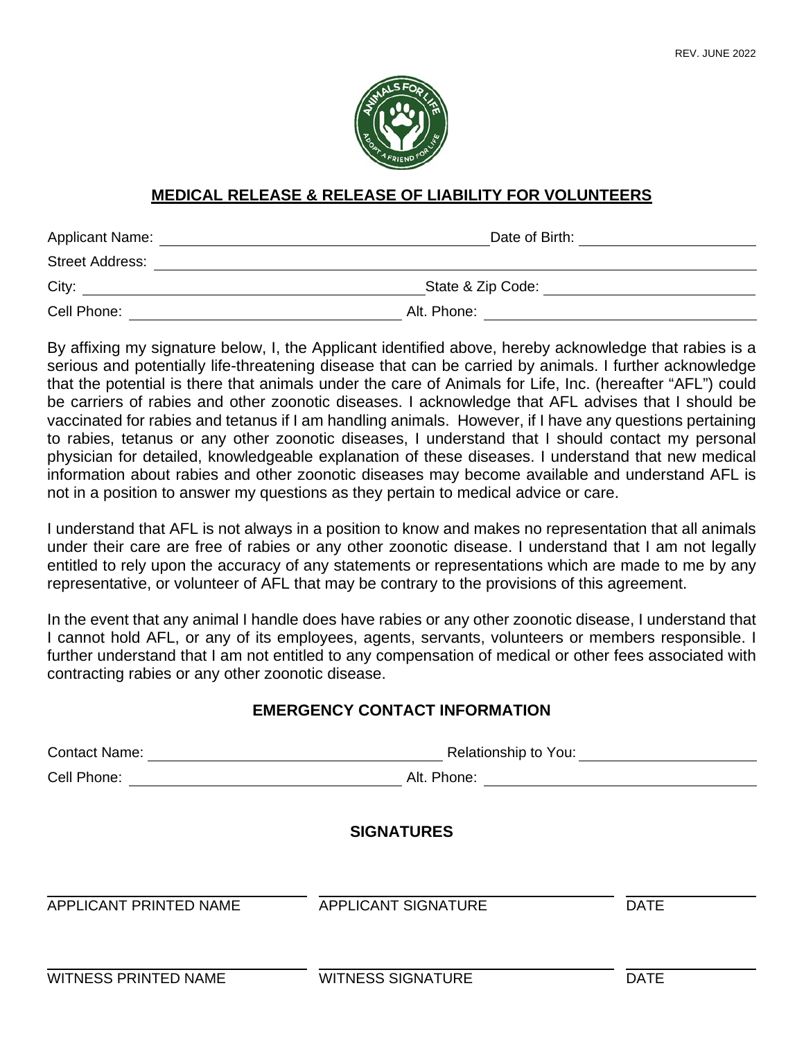REV. JUNE 2022

## MEDICAL RELEASE & RELEASE OF LIABILITY FOR VOLUNTEERS

Applicant Name: ______________________ Date of Birth: ______________________

Street Address: ______________________

City: ______________________ State & Zip Code: ______________________

Cell Phone: ______________________ Alt. Phone: ______________________

By affixing my signature below, I, the Applicant identified above, hereby acknowledge that rabies is a serious and potentially life-threatening disease that can be carried by animals. I further acknowledge that the potential is there that animals under the care of Animals for Life, Inc. (hereafter "AFL") could be carriers of rabies and other zoonotic diseases. I acknowledge that AFL advises that I should be vaccinated for rabies and tetanus if I am handling animals. However, if I have any questions pertaining to rabies, tetanus or any other zoonotic diseases, I understand that I should contact my personal physician for detailed, knowledgeable explanation of these diseases. I understand that new medical information about rabies and other zoonotic diseases may become available and understand AFL is not in a position to answer my questions as they pertain to medical advice or care.

I understand that AFL is not always in a position to know and makes no representation that all animals under their care are free of rabies or any other zoonotic disease. I understand that I am not legally entitled to rely upon the accuracy of any statements or representations which are made to me by any representative, or volunteer of AFL that may be contrary to the provisions of this agreement.

In the event that any animal I handle does have rabies or any other zoonotic disease, I understand that I cannot hold AFL, or any of its employees, agents, servants, volunteers or members responsible. I further understand that I am not entitled to any compensation of medical or other fees associated with contracting rabies or any other zoonotic disease.

### EMERGENCY CONTACT INFORMATION

Contact Name: ______________________ Relationship to You: ______________________

Cell Phone: ______________________ Alt. Phone: ______________________

### SIGNATURES

| | | |
|---|---|---|
| APPLICANT PRINTED NAME | APPLICANT SIGNATURE | DATE |
| WITNESS PRINTED NAME | WITNESS SIGNATURE | DATE |